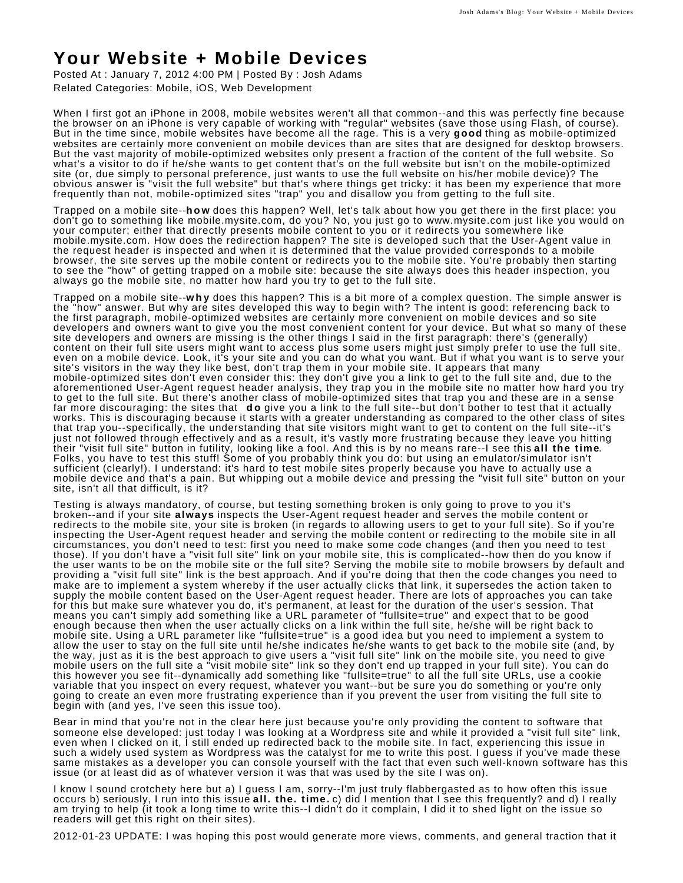# Your Website + Mobile Devices

Posted At : January 7, 2012 4:00 PM | Posted By : Josh Adams
Related Categories: Mobile, iOS, Web Development

When I first got an iPhone in 2008, mobile websites weren't all that common--and this was perfectly fine because the browser on an iPhone is very capable of working with "regular" websites (save those using Flash, of course). But in the time since, mobile websites have become all the rage. This is a very **good** thing as mobile-optimized websites are certainly more convenient on mobile devices than are sites that are designed for desktop browsers. But the vast majority of mobile-optimized websites only present a fraction of the content of the full website. So what's a visitor to do if he/she wants to get content that's on the full website but isn't on the mobile-optimized site (or, due simply to personal preference, just wants to use the full website on his/her mobile device)? The obvious answer is "visit the full website" but that's where things get tricky: it has been my experience that more frequently than not, mobile-optimized sites "trap" you and disallow you from getting to the full site.

Trapped on a mobile site--**how** does this happen? Well, let's talk about how you get there in the first place: you don't go to something like mobile.mysite.com, do you? No, you just go to www.mysite.com just like you would on your computer; either that directly presents mobile content to you or it redirects you somewhere like mobile.mysite.com. How does the redirection happen? The site is developed such that the User-Agent value in the request header is inspected and when it is determined that the value provided corresponds to a mobile browser, the site serves up the mobile content or redirects you to the mobile site. You're probably then starting to see the "how" of getting trapped on a mobile site: because the site always does this header inspection, you always go the mobile site, no matter how hard you try to get to the full site.

Trapped on a mobile site--**why** does this happen? This is a bit more of a complex question. The simple answer is the "how" answer. But why are sites developed this way to begin with? The intent is good: referencing back to the first paragraph, mobile-optimized websites are certainly more convenient on mobile devices and so site developers and owners want to give you the most convenient content for your device. But what so many of these site developers and owners are missing is the other things I said in the first paragraph: there's (generally) content on their full site users might want to access plus some users might just simply prefer to use the full site, even on a mobile device. Look, it's your site and you can do what you want. But if what you want is to serve your site's visitors in the way they like best, don't trap them in your mobile site. It appears that many mobile-optimized sites don't even consider this: they don't give you a link to get to the full site and, due to the aforementioned User-Agent request header analysis, they trap you in the mobile site no matter how hard you try to get to the full site. But there's another class of mobile-optimized sites that trap you and these are in a sense far more discouraging: the sites that **do** give you a link to the full site--but don't bother to test that it actually works. This is discouraging because it starts with a greater understanding as compared to the other class of sites that trap you--specifically, the understanding that site visitors might want to get to content on the full site--it's just not followed through effectively and as a result, it's vastly more frustrating because they leave you hitting their "visit full site" button in futility, looking like a fool. And this is by no means rare--I see this **all the time**. Folks, you have to test this stuff! Some of you probably think you do: but using an emulator/simulator isn't sufficient (clearly!). I understand: it's hard to test mobile sites properly because you have to actually use a mobile device and that's a pain. But whipping out a mobile device and pressing the "visit full site" button on your site, isn't all that difficult, is it?

Testing is always mandatory, of course, but testing something broken is only going to prove to you it's broken--and if your site **always** inspects the User-Agent request header and serves the mobile content or redirects to the mobile site, your site is broken (in regards to allowing users to get to your full site). So if you're inspecting the User-Agent request header and serving the mobile content or redirecting to the mobile site in all circumstances, you don't need to test: first you need to make some code changes (and then you need to test those). If you don't have a "visit full site" link on your mobile site, this is complicated--how then do you know if the user wants to be on the mobile site or the full site? Serving the mobile site to mobile browsers by default and providing a "visit full site" link is the best approach. And if you're doing that then the code changes you need to make are to implement a system whereby if the user actually clicks that link, it supersedes the action taken to supply the mobile content based on the User-Agent request header. There are lots of approaches you can take for this but make sure whatever you do, it's permanent, at least for the duration of the user's session. That means you can't simply add something like a URL parameter of "fullsite=true" and expect that to be good enough because then when the user actually clicks on a link within the full site, he/she will be right back to mobile site. Using a URL parameter like "fullsite=true" is a good idea but you need to implement a system to allow the user to stay on the full site until he/she indicates he/she wants to get back to the mobile site (and, by the way, just as it is the best approach to give users a "visit full site" link on the mobile site, you need to give mobile users on the full site a "visit mobile site" link so they don't end up trapped in your full site). You can do this however you see fit--dynamically add something like "fullsite=true" to all the full site URLs, use a cookie variable that you inspect on every request, whatever you want--but be sure you do something or you're only going to create an even more frustrating experience than if you prevent the user from visiting the full site to begin with (and yes, I've seen this issue too).

Bear in mind that you're not in the clear here just because you're only providing the content to software that someone else developed: just today I was looking at a Wordpress site and while it provided a "visit full site" link, even when I clicked on it, I still ended up redirected back to the mobile site. In fact, experiencing this issue in such a widely used system as Wordpress was the catalyst for me to write this post. I guess if you've made these same mistakes as a developer you can console yourself with the fact that even such well-known software has this issue (or at least did as of whatever version it was that was used by the site I was on).

I know I sound crotchety here but a) I guess I am, sorry--I'm just truly flabbergasted as to how often this issue occurs b) seriously, I run into this issue **all. the. time.** c) did I mention that I see this frequently? and d) I really am trying to help (it took a long time to write this--I didn't do it complain, I did it to shed light on the issue so readers will get this right on their sites).

2012-01-23 UPDATE: I was hoping this post would generate more views, comments, and general traction that it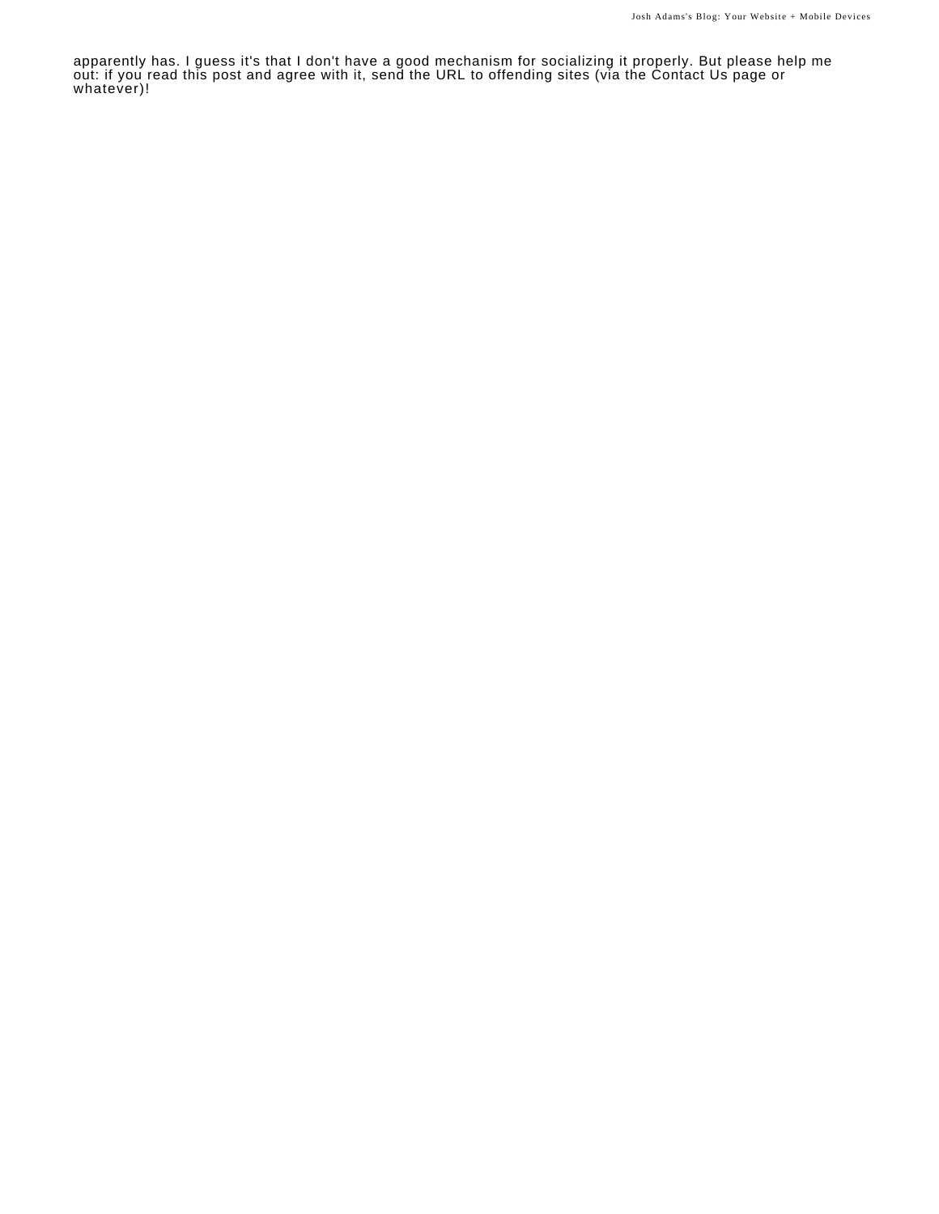apparently has. I guess it's that I don't have a good mechanism for socializing it properly. But please help me out: if you read this post and agree with it, send the URL to offending sites (via the Contact Us page or whatever)!